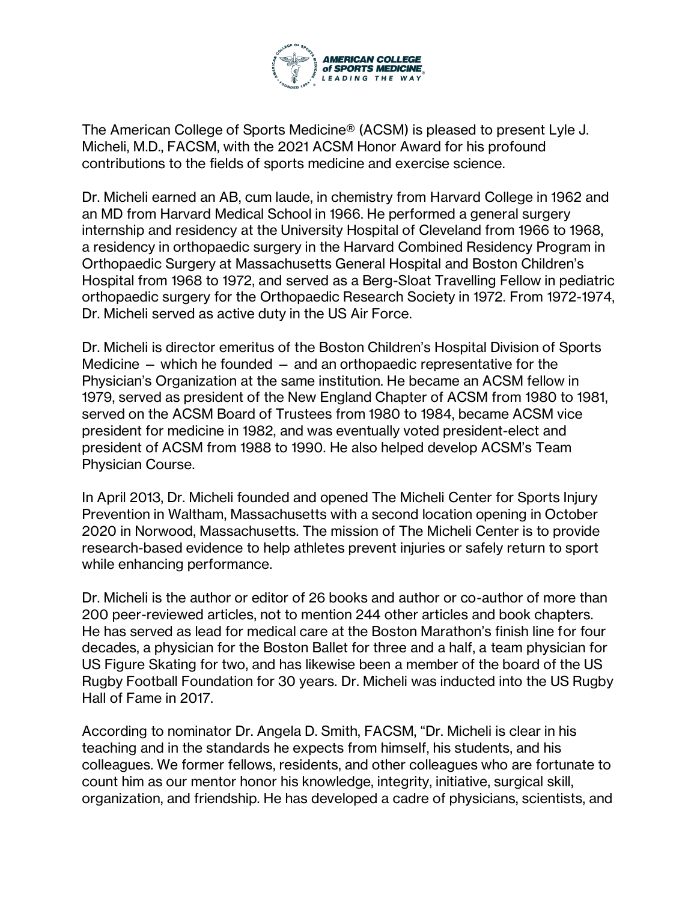The American College of Sports Medicine® (ACSM) is pleased to present Lyle J. Micheli, M.D., FACSM, with the 2021 ACSM Honor Award for his profound contributions to the fields of sports medicine and exercise science.

Dr. Micheli earned an AB, cum laude, in chemistry from Harvard College in 1962 and an MD from Harvard Medical School in 1966. He performed a general surgery internship and residency at the University Hospital of Cleveland from 1966 to 1968, a residency in orthopaedic surgery in the Harvard Combined Residency Program in Orthopaedic Surgery at Massachusetts General Hospital and Boston Children's Hospital from 1968 to 1972, and served as a Berg-Sloat Travelling Fellow in pediatric orthopaedic surgery for the Orthopaedic Research Society in 1972. From 1972-1974, Dr. Micheli served as active duty in the US Air Force.

Dr. Micheli is director emeritus of the Boston Children's Hospital Division of Sports Medicine — which he founded — and an orthopaedic representative for the Physician's Organization at the same institution. He became an ACSM fellow in 1979, served as president of the New England Chapter of ACSM from 1980 to 1981, served on the ACSM Board of Trustees from 1980 to 1984, became ACSM vice president for medicine in 1982, and was eventually voted president-elect and president of ACSM from 1988 to 1990. He also helped develop ACSM's Team Physician Course.

In April 2013, Dr. Micheli founded and opened The Micheli Center for Sports Injury Prevention in Waltham, Massachusetts with a second location opening in October 2020 in Norwood, Massachusetts. The mission of The Micheli Center is to provide research-based evidence to help athletes prevent injuries or safely return to sport while enhancing performance.

Dr. Micheli is the author or editor of 26 books and author or co-author of more than 200 peer-reviewed articles, not to mention 244 other articles and book chapters. He has served as lead for medical care at the Boston Marathon's finish line for four decades, a physician for the Boston Ballet for three and a half, a team physician for US Figure Skating for two, and has likewise been a member of the board of the US Rugby Football Foundation for 30 years. Dr. Micheli was inducted into the US Rugby Hall of Fame in 2017.

According to nominator Dr. Angela D. Smith, FACSM, "Dr. Micheli is clear in his teaching and in the standards he expects from himself, his students, and his colleagues. We former fellows, residents, and other colleagues who are fortunate to count him as our mentor honor his knowledge, integrity, initiative, surgical skill, organization, and friendship. He has developed a cadre of physicians, scientists, and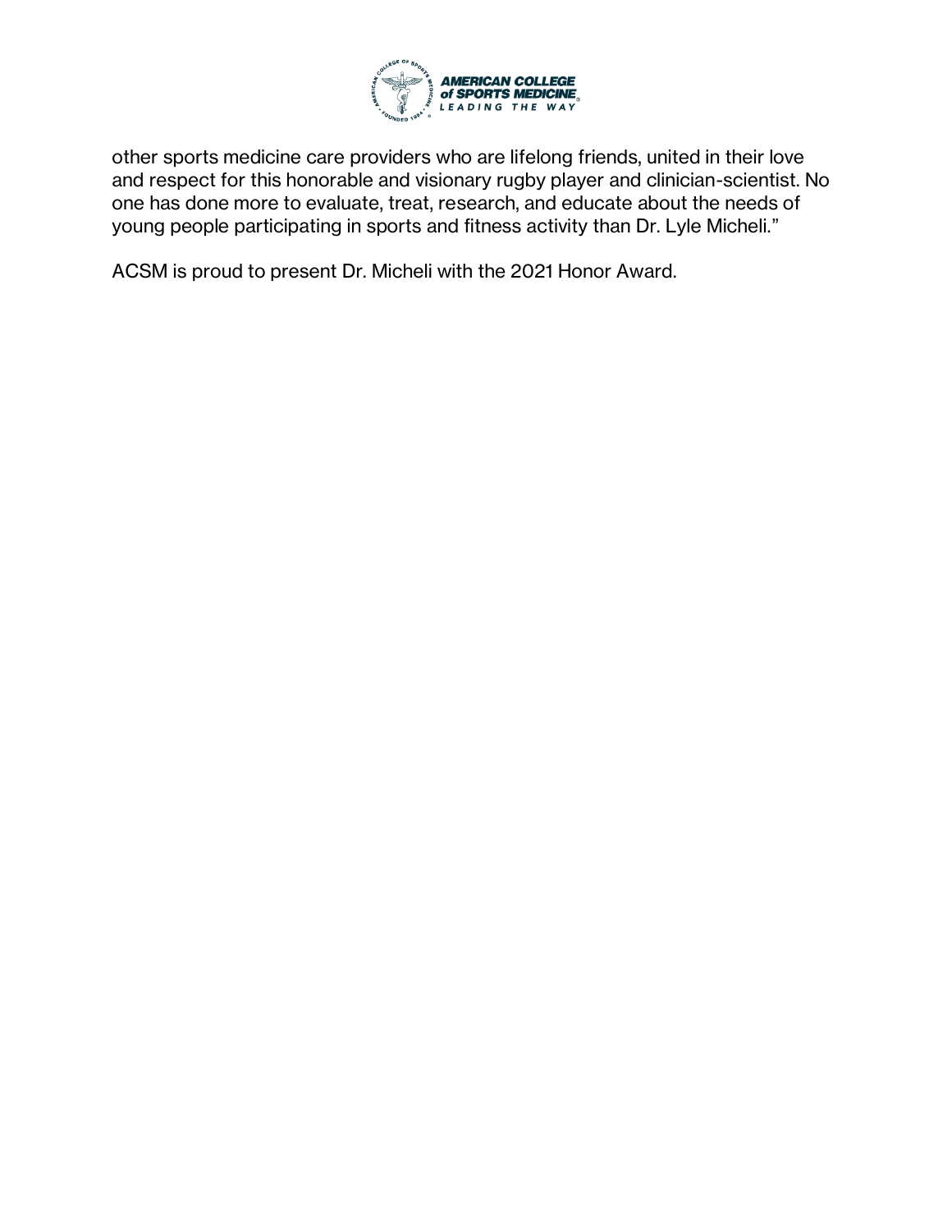other sports medicine care providers who are lifelong friends, united in their love and respect for this honorable and visionary rugby player and clinician-scientist. No one has done more to evaluate, treat, research, and educate about the needs of young people participating in sports and fitness activity than Dr. Lyle Micheli."

ACSM is proud to present Dr. Micheli with the 2021 Honor Award.